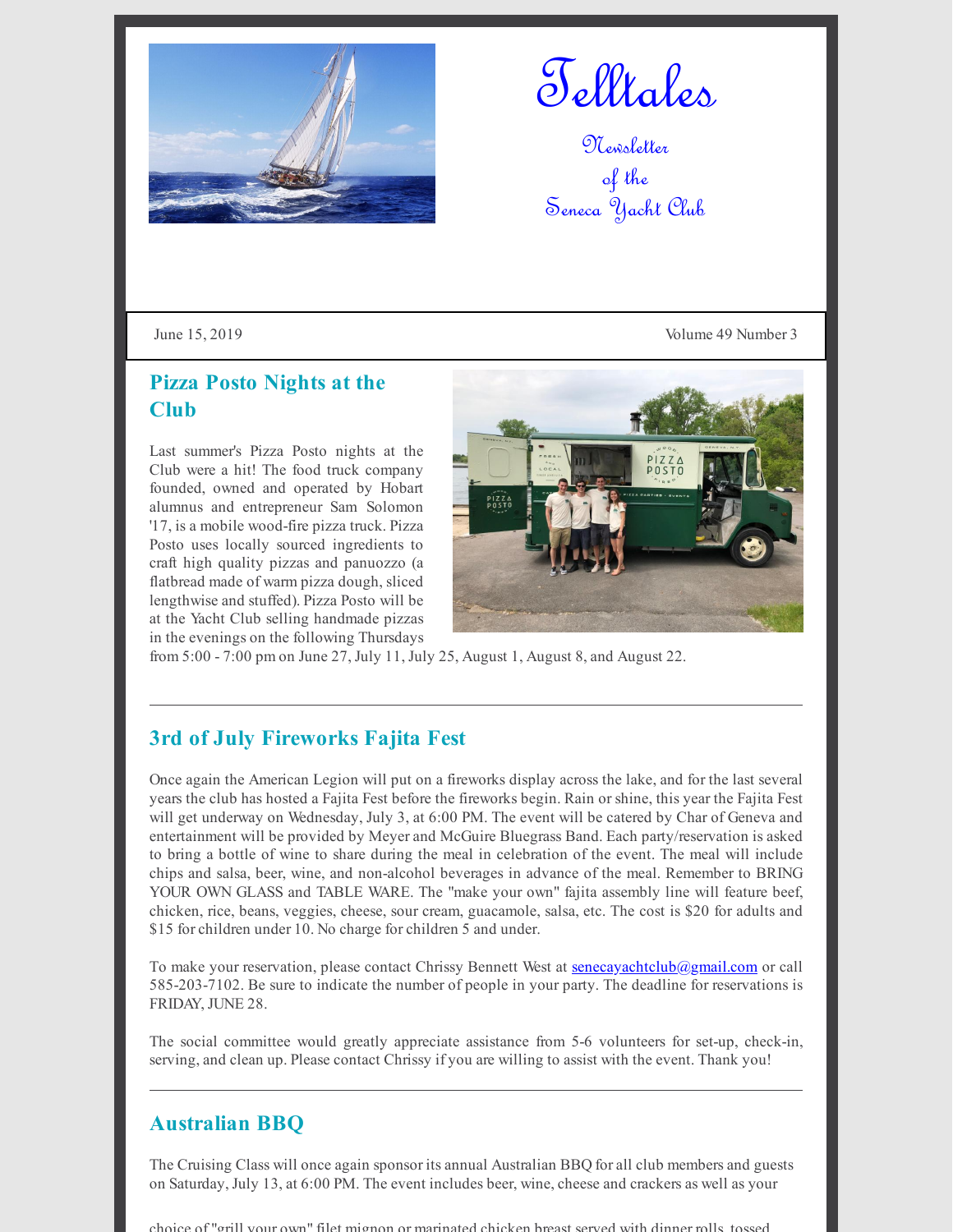# Telltales

Newsletter
of the
Seneca Yacht Club

June 15, 2019 | Volume 49 Number 3

## Pizza Posto Nights at the Club

Last summer's Pizza Posto nights at the Club were a hit! The food truck company founded, owned and operated by Hobart alumnus and entrepreneur Sam Solomon '17, is a mobile wood-fire pizza truck. Pizza Posto uses locally sourced ingredients to craft high quality pizzas and panuozzo (a flatbread made of warm pizza dough, sliced lengthwise and stuffed). Pizza Posto will be at the Yacht Club selling handmade pizzas in the evenings on the following Thursdays from 5:00 - 7:00 pm on June 27, July 11, July 25, August 1, August 8, and August 22.

---

## 3rd of July Fireworks Fajita Fest

Once again the American Legion will put on a fireworks display across the lake, and for the last several years the club has hosted a Fajita Fest before the fireworks begin. Rain or shine, this year the Fajita Fest will get underway on Wednesday, July 3, at 6:00 PM. The event will be catered by Char of Geneva and entertainment will be provided by Meyer and McGuire Bluegrass Band. Each party/reservation is asked to bring a bottle of wine to share during the meal in celebration of the event. The meal will include chips and salsa, beer, wine, and non-alcohol beverages in advance of the meal. Remember to BRING YOUR OWN GLASS and TABLE WARE. The "make your own" fajita assembly line will feature beef, chicken, rice, beans, veggies, cheese, sour cream, guacamole, salsa, etc. The cost is $20 for adults and $15 for children under 10. No charge for children 5 and under.

To make your reservation, please contact Chrissy Bennett West at senecayachtclub@gmail.com or call 585-203-7102. Be sure to indicate the number of people in your party. The deadline for reservations is FRIDAY, JUNE 28.

The social committee would greatly appreciate assistance from 5-6 volunteers for set-up, check-in, serving, and clean up. Please contact Chrissy if you are willing to assist with the event. Thank you!

---

## Australian BBQ

The Cruising Class will once again sponsor its annual Australian BBQ for all club members and guests on Saturday, July 13, at 6:00 PM. The event includes beer, wine, cheese and crackers as well as your choice of "grill your own" filet mignon or marinated chicken breast served with dinner rolls, tossed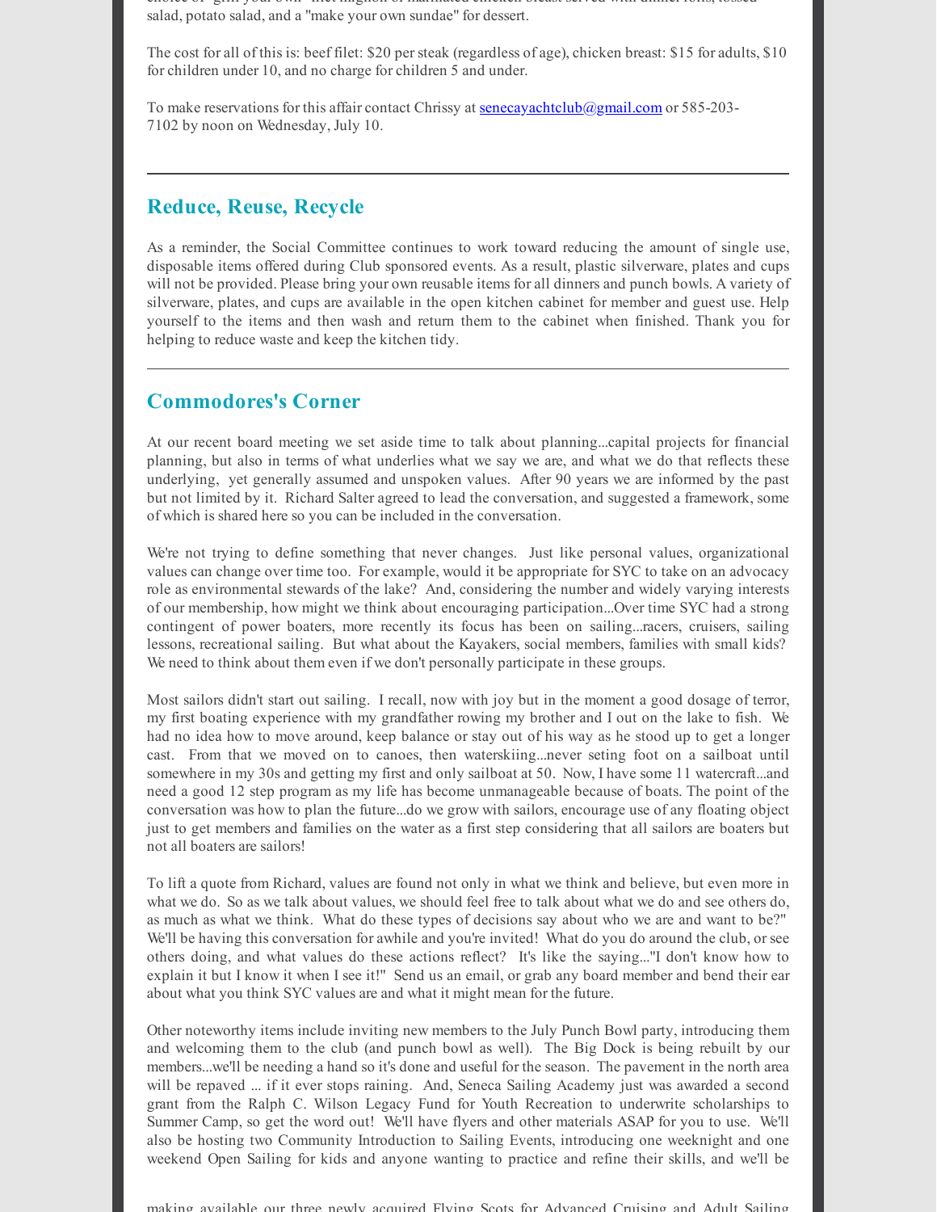salad, potato salad, and a "make your own sundae" for dessert.

The cost for all of this is: beef filet: $20 per steak (regardless of age), chicken breast: $15 for adults, $10 for children under 10, and no charge for children 5 and under.

To make reservations for this affair contact Chrissy at senecayachtclub@gmail.com or 585-203-7102 by noon on Wednesday, July 10.

---

## Reduce, Reuse, Recycle

As a reminder, the Social Committee continues to work toward reducing the amount of single use, disposable items offered during Club sponsored events. As a result, plastic silverware, plates and cups will not be provided. Please bring your own reusable items for all dinners and punch bowls. A variety of silverware, plates, and cups are available in the open kitchen cabinet for member and guest use. Help yourself to the items and then wash and return them to the cabinet when finished. Thank you for helping to reduce waste and keep the kitchen tidy.

---

## Commodores's Corner

At our recent board meeting we set aside time to talk about planning...capital projects for financial planning, but also in terms of what underlies what we say we are, and what we do that reflects these underlying, yet generally assumed and unspoken values. After 90 years we are informed by the past but not limited by it. Richard Salter agreed to lead the conversation, and suggested a framework, some of which is shared here so you can be included in the conversation.

We're not trying to define something that never changes. Just like personal values, organizational values can change over time too. For example, would it be appropriate for SYC to take on an advocacy role as environmental stewards of the lake? And, considering the number and widely varying interests of our membership, how might we think about encouraging participation...Over time SYC had a strong contingent of power boaters, more recently its focus has been on sailing...racers, cruisers, sailing lessons, recreational sailing. But what about the Kayakers, social members, families with small kids? We need to think about them even if we don't personally participate in these groups.

Most sailors didn't start out sailing. I recall, now with joy but in the moment a good dosage of terror, my first boating experience with my grandfather rowing my brother and I out on the lake to fish. We had no idea how to move around, keep balance or stay out of his way as he stood up to get a longer cast. From that we moved on to canoes, then waterskiing...never seting foot on a sailboat until somewhere in my 30s and getting my first and only sailboat at 50. Now, I have some 11 watercraft...and need a good 12 step program as my life has become unmanageable because of boats. The point of the conversation was how to plan the future...do we grow with sailors, encourage use of any floating object just to get members and families on the water as a first step considering that all sailors are boaters but not all boaters are sailors!

To lift a quote from Richard, values are found not only in what we think and believe, but even more in what we do. So as we talk about values, we should feel free to talk about what we do and see others do, as much as what we think. What do these types of decisions say about who we are and want to be?" We'll be having this conversation for awhile and you're invited! What do you do around the club, or see others doing, and what values do these actions reflect? It's like the saying..."I don't know how to explain it but I know it when I see it!" Send us an email, or grab any board member and bend their ear about what you think SYC values are and what it might mean for the future.

Other noteworthy items include inviting new members to the July Punch Bowl party, introducing them and welcoming them to the club (and punch bowl as well). The Big Dock is being rebuilt by our members...we'll be needing a hand so it's done and useful for the season. The pavement in the north area will be repaved ... if it ever stops raining. And, Seneca Sailing Academy just was awarded a second grant from the Ralph C. Wilson Legacy Fund for Youth Recreation to underwrite scholarships to Summer Camp, so get the word out! We'll have flyers and other materials ASAP for you to use. We'll also be hosting two Community Introduction to Sailing Events, introducing one weeknight and one weekend Open Sailing for kids and anyone wanting to practice and refine their skills, and we'll be

making available our three newly acquired Flying Scots for Advanced Cruising and Adult Sailing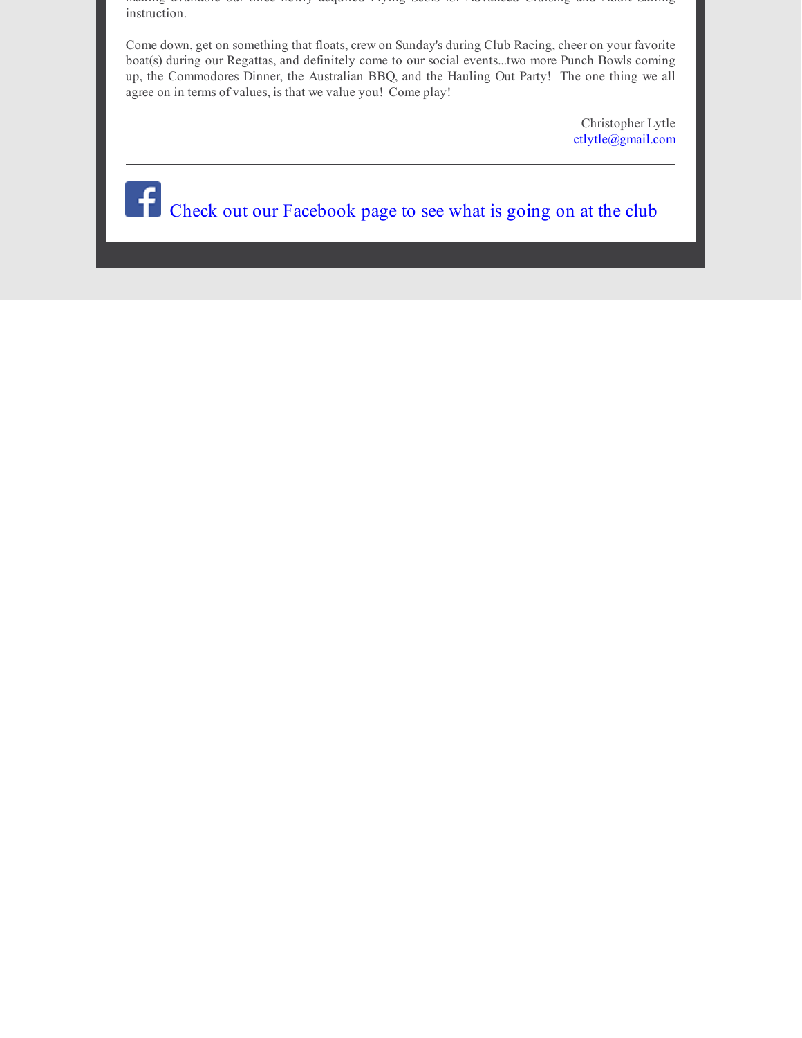instruction.

Come down, get on something that floats, crew on Sunday's during Club Racing, cheer on your favorite boat(s) during our Regattas, and definitely come to our social events...two more Punch Bowls coming up, the Commodores Dinner, the Australian BBQ, and the Hauling Out Party! The one thing we all agree on in terms of values, is that we value you! Come play!

Christopher Lytle
ctlytle@gmail.com

---

Check out our Facebook page to see what is going on at the club